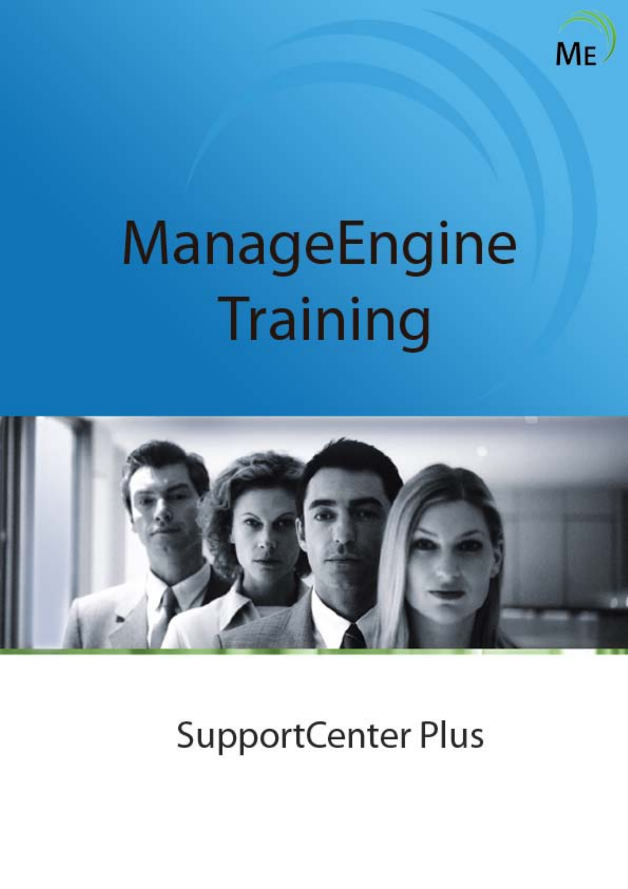# ManageEngine Training

## SupportCenter Plus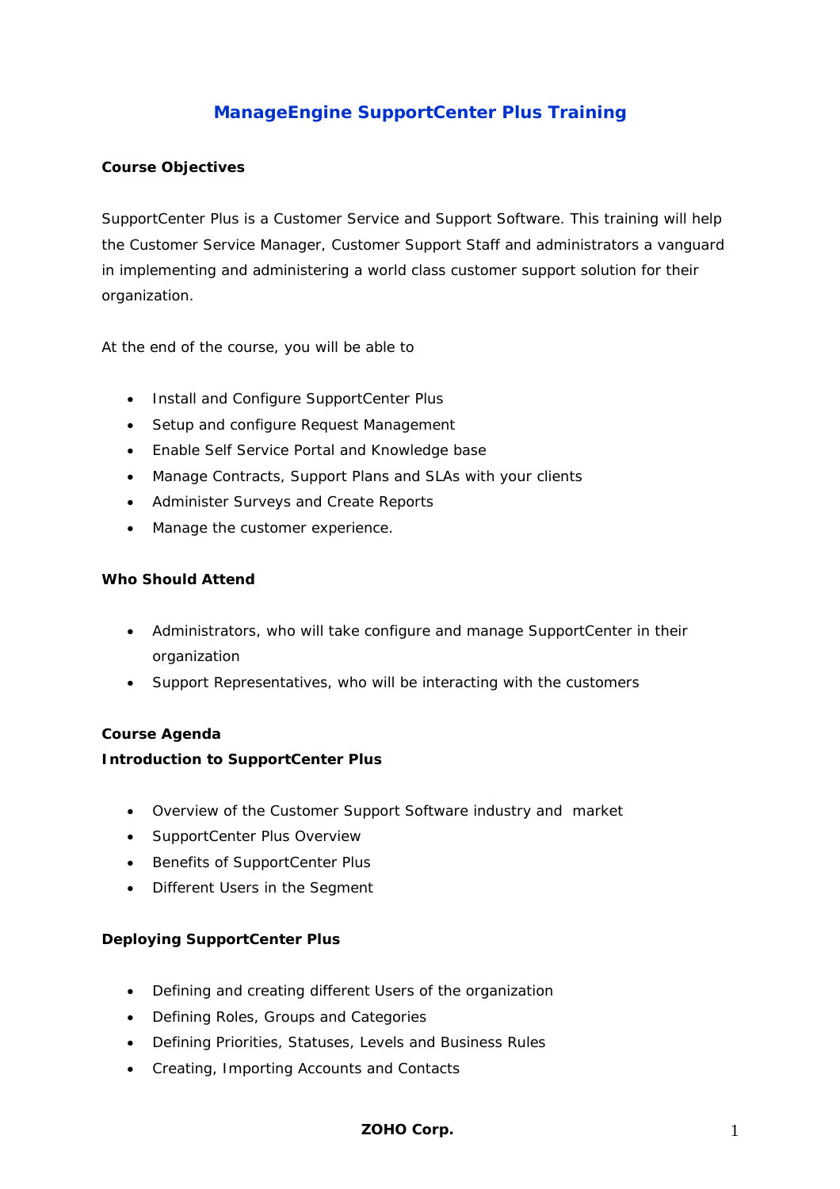# ManageEngine SupportCenter Plus Training

**Course Objectives**

SupportCenter Plus is a Customer Service and Support Software. This training will help the Customer Service Manager, Customer Support Staff and administrators a vanguard in implementing and administering a world class customer support solution for their organization.

At the end of the course, you will be able to

- Install and Configure SupportCenter Plus
- Setup and configure Request Management
- Enable Self Service Portal and Knowledge base
- Manage Contracts, Support Plans and SLAs with your clients
- Administer Surveys and Create Reports
- Manage the customer experience.

**Who Should Attend**

- Administrators, who will take configure and manage SupportCenter in their organization
- Support Representatives, who will be interacting with the customers

**Course Agenda**

**Introduction to SupportCenter Plus**

- Overview of the Customer Support Software industry and market
- SupportCenter Plus Overview
- Benefits of SupportCenter Plus
- Different Users in the Segment

**Deploying SupportCenter Plus**

- Defining and creating different Users of the organization
- Defining Roles, Groups and Categories
- Defining Priorities, Statuses, Levels and Business Rules
- Creating, Importing Accounts and Contacts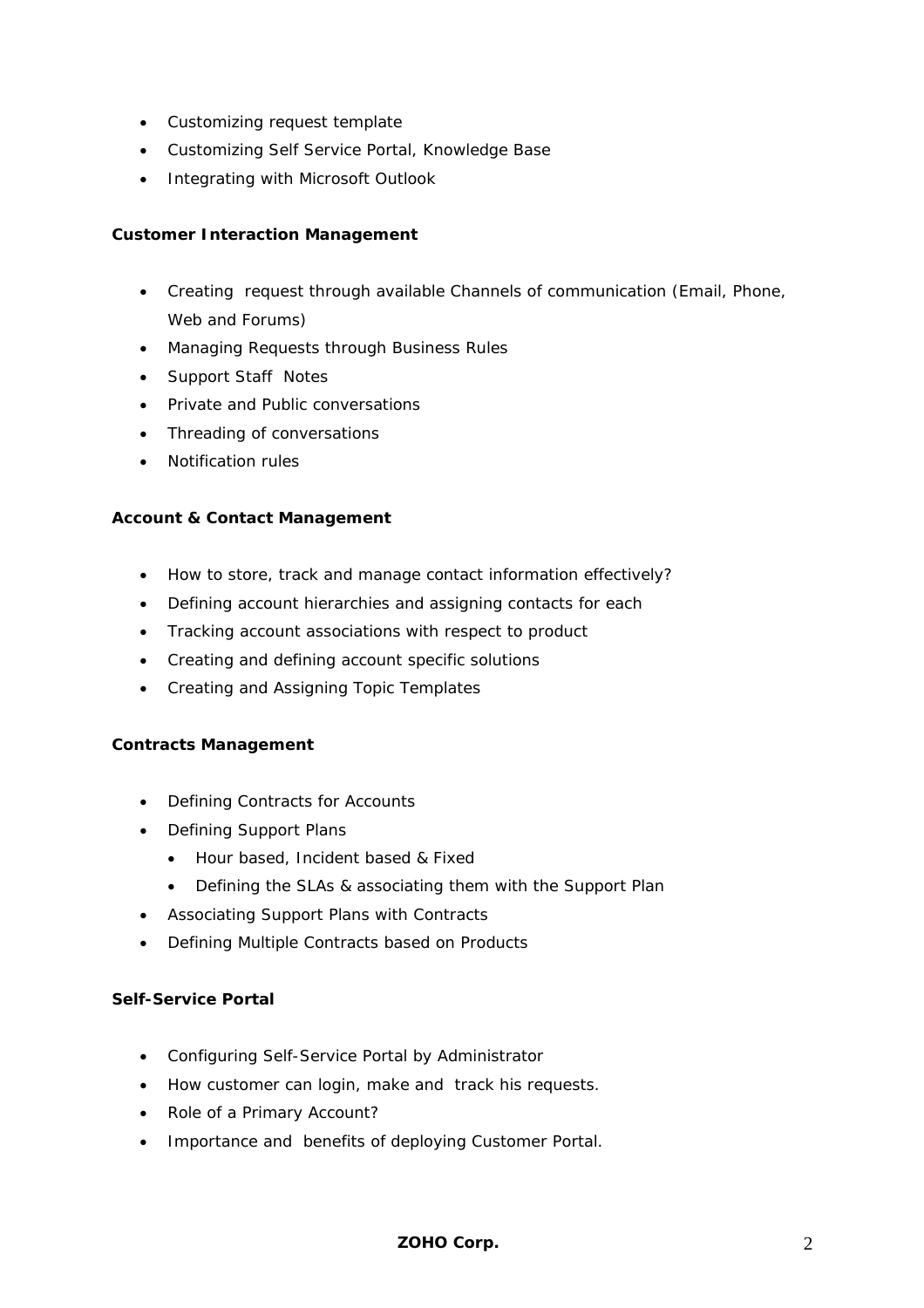- Customizing request template
- Customizing Self Service Portal, Knowledge Base
- Integrating with Microsoft Outlook

**Customer Interaction Management**

- Creating  request through available Channels of communication (Email, Phone, Web and Forums)
- Managing Requests through Business Rules
- Support Staff  Notes
- Private and Public conversations
- Threading of conversations
- Notification rules

**Account & Contact Management**

- How to store, track and manage contact information effectively?
- Defining account hierarchies and assigning contacts for each
- Tracking account associations with respect to product
- Creating and defining account specific solutions
- Creating and Assigning Topic Templates

**Contracts Management**

- Defining Contracts for Accounts
- Defining Support Plans
    - Hour based, Incident based & Fixed
    - Defining the SLAs & associating them with the Support Plan
- Associating Support Plans with Contracts
- Defining Multiple Contracts based on Products

**Self-Service Portal**

- Configuring Self-Service Portal by Administrator
- How customer can login, make and  track his requests.
- Role of a Primary Account?
- Importance and  benefits of deploying Customer Portal.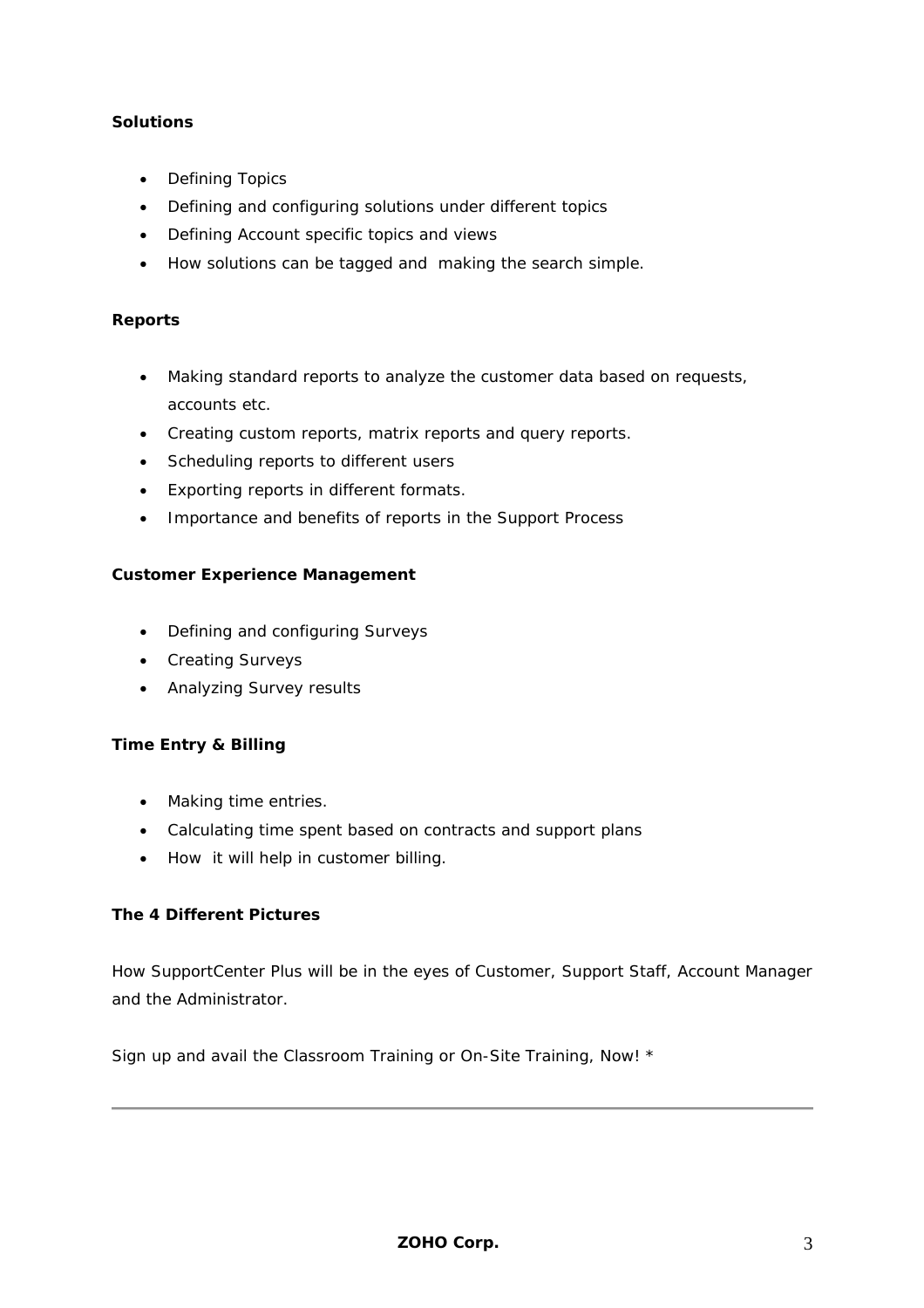**Solutions**

- Defining Topics
- Defining and configuring solutions under different topics
- Defining Account specific topics and views
- How solutions can be tagged and making the search simple.

**Reports**

- Making standard reports to analyze the customer data based on requests, accounts etc.
- Creating custom reports, matrix reports and query reports.
- Scheduling reports to different users
- Exporting reports in different formats.
- Importance and benefits of reports in the Support Process

**Customer Experience Management**

- Defining and configuring Surveys
- Creating Surveys
- Analyzing Survey results

**Time Entry & Billing**

- Making time entries.
- Calculating time spent based on contracts and support plans
- How it will help in customer billing.

**The 4 Different Pictures**

How SupportCenter Plus will be in the eyes of Customer, Support Staff, Account Manager and the Administrator.

Sign up and avail the Classroom Training or On-Site Training, Now! *

---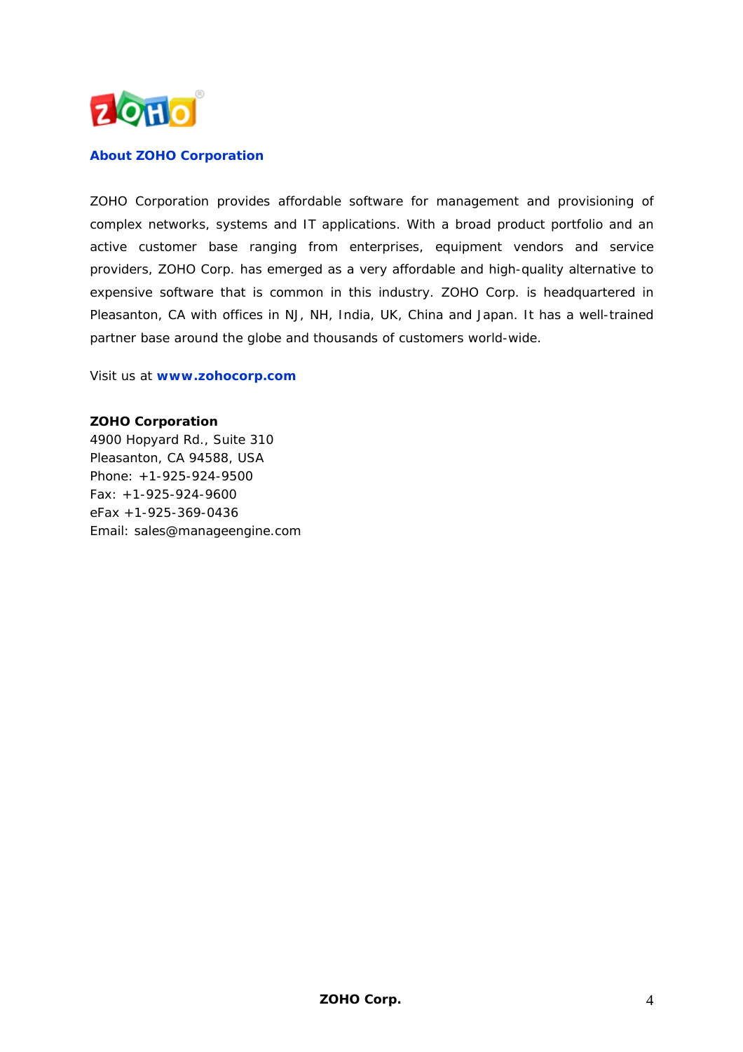## About ZOHO Corporation

ZOHO Corporation provides affordable software for management and provisioning of complex networks, systems and IT applications. With a broad product portfolio and an active customer base ranging from enterprises, equipment vendors and service providers, ZOHO Corp. has emerged as a very affordable and high-quality alternative to expensive software that is common in this industry. ZOHO Corp. is headquartered in Pleasanton, CA with offices in NJ, NH, India, UK, China and Japan. It has a well-trained partner base around the globe and thousands of customers world-wide.

Visit us at **www.zohocorp.com**

**ZOHO Corporation**
4900 Hopyard Rd., Suite 310
Pleasanton, CA 94588, USA
Phone: +1-925-924-9500
Fax: +1-925-924-9600
eFax +1-925-369-0436
Email: sales@manageengine.com